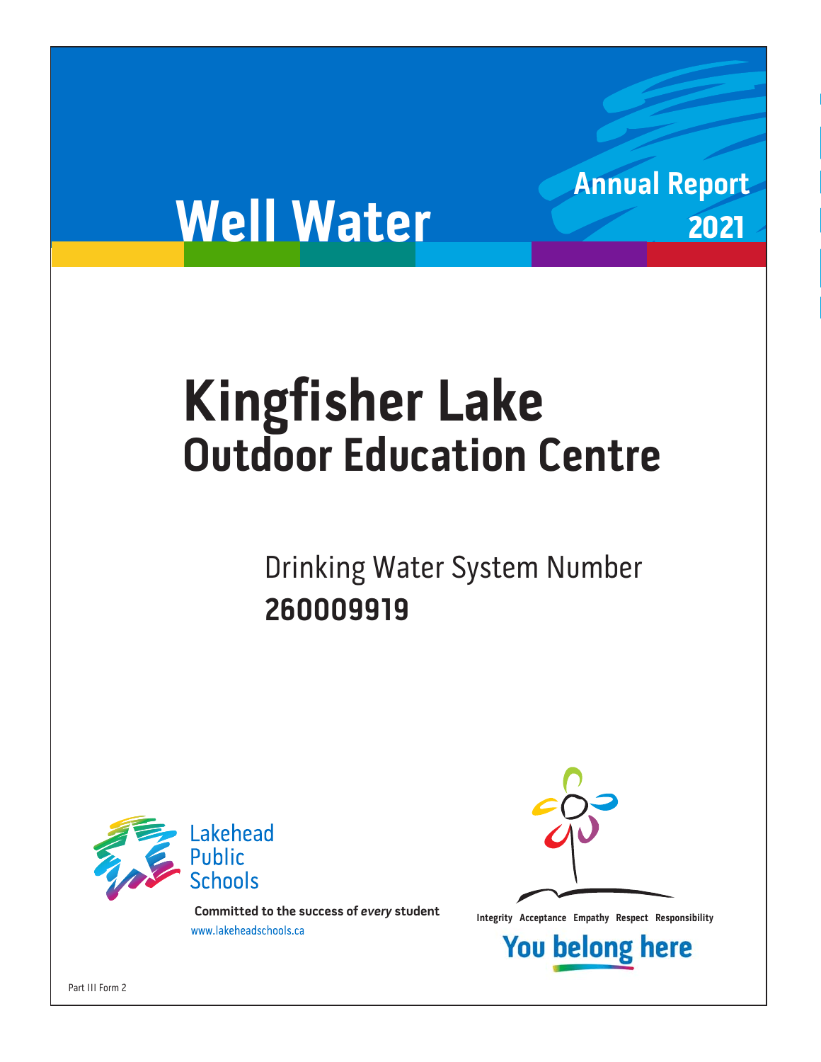# Well Water

**Annual Report 2021**

# Kingfisher Lake
## Outdoor Education Centre

Drinking Water System Number
**260009919**

Lakehead Public Schools

**Committed to the success of *every* student**

www.lakeheadschools.ca

**Integrity Acceptance Empathy Respect Responsibility**

**You belong here**

Part III Form 2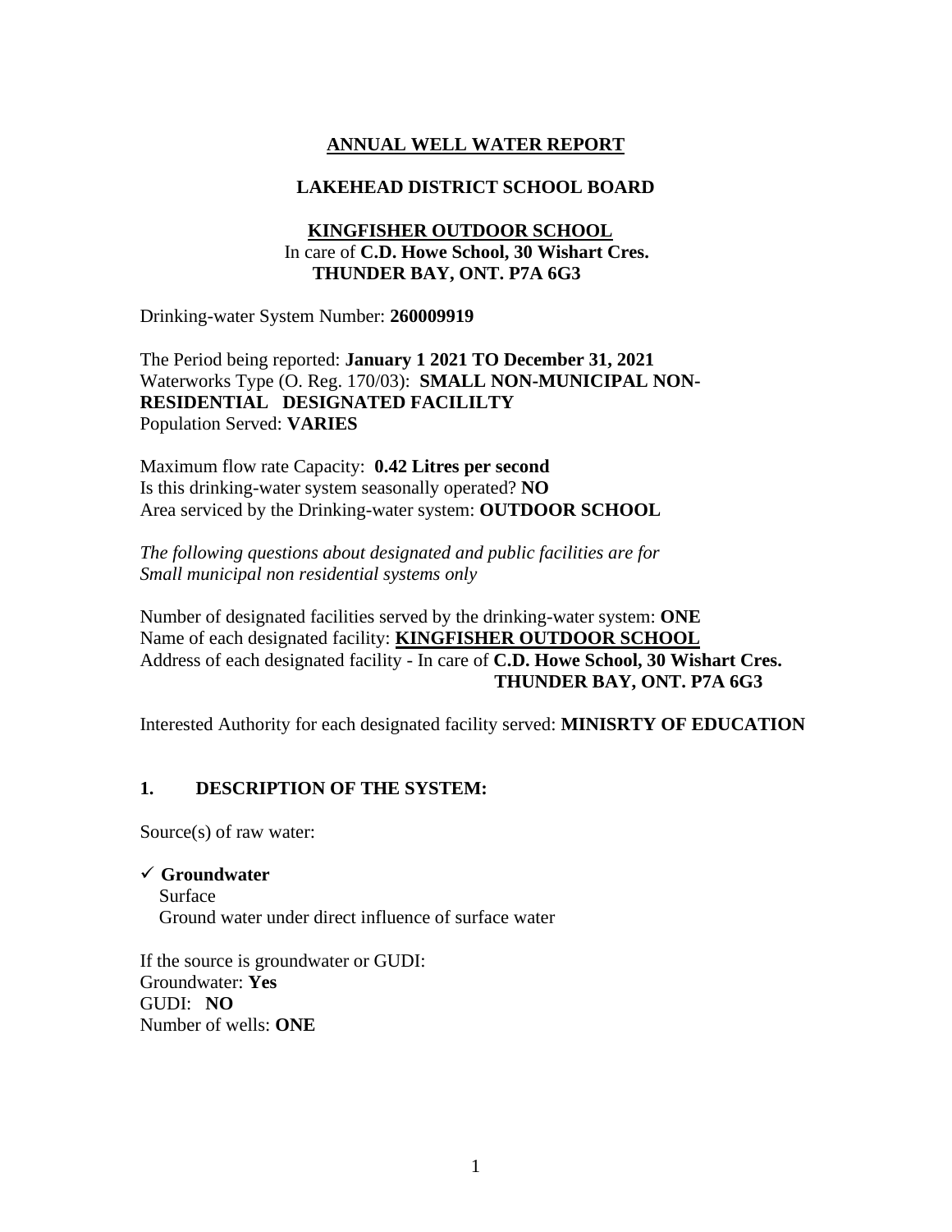# ANNUAL WELL WATER REPORT

## LAKEHEAD DISTRICT SCHOOL BOARD

**KINGFISHER OUTDOOR SCHOOL**
In care of **C.D. Howe School, 30 Wishart Cres.**
**THUNDER BAY, ONT. P7A 6G3**

Drinking-water System Number: **260009919**

The Period being reported: **January 1 2021 TO December 31, 2021**
Waterworks Type (O. Reg. 170/03): **SMALL NON-MUNICIPAL NON-RESIDENTIAL DESIGNATED FACILILTY**
Population Served: **VARIES**

Maximum flow rate Capacity: **0.42 Litres per second**
Is this drinking-water system seasonally operated? **NO**
Area serviced by the Drinking-water system: **OUTDOOR SCHOOL**

*The following questions about designated and public facilities are for Small municipal non residential systems only*

Number of designated facilities served by the drinking-water system: **ONE**
Name of each designated facility: **KINGFISHER OUTDOOR SCHOOL**
Address of each designated facility - In care of **C.D. Howe School, 30 Wishart Cres. THUNDER BAY, ONT. P7A 6G3**

Interested Authority for each designated facility served: **MINISRTY OF EDUCATION**

## 1. DESCRIPTION OF THE SYSTEM:

Source(s) of raw water:

- ✓ **Groundwater**
- Surface
- Ground water under direct influence of surface water

If the source is groundwater or GUDI:
Groundwater: **Yes**
GUDI: **NO**
Number of wells: **ONE**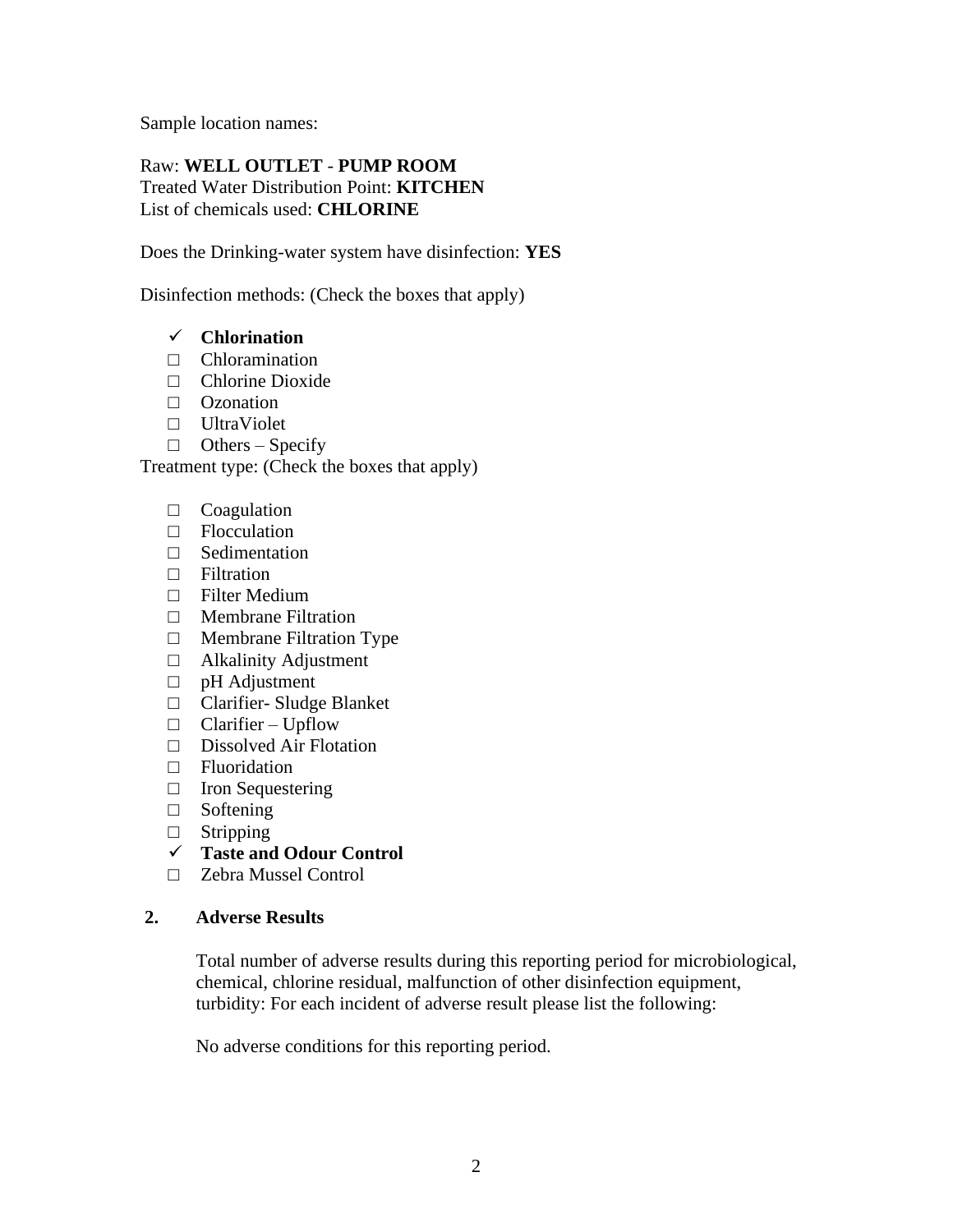Sample location names:

Raw: **WELL OUTLET** - **PUMP ROOM**
Treated Water Distribution Point: **KITCHEN**
List of chemicals used: **CHLORINE**

Does the Drinking-water system have disinfection: **YES**

Disinfection methods: (Check the boxes that apply)

- ✓ **Chlorination**
- □ Chloramination
- □ Chlorine Dioxide
- □ Ozonation
- □ UltraViolet
- □ Others – Specify

Treatment type: (Check the boxes that apply)

- □ Coagulation
- □ Flocculation
- □ Sedimentation
- □ Filtration
- □ Filter Medium
- □ Membrane Filtration
- □ Membrane Filtration Type
- □ Alkalinity Adjustment
- □ pH Adjustment
- □ Clarifier- Sludge Blanket
- □ Clarifier – Upflow
- □ Dissolved Air Flotation
- □ Fluoridation
- □ Iron Sequestering
- □ Softening
- □ Stripping
- ✓ **Taste and Odour Control**
- □ Zebra Mussel Control

## 2. Adverse Results

Total number of adverse results during this reporting period for microbiological, chemical, chlorine residual, malfunction of other disinfection equipment, turbidity: For each incident of adverse result please list the following:

No adverse conditions for this reporting period.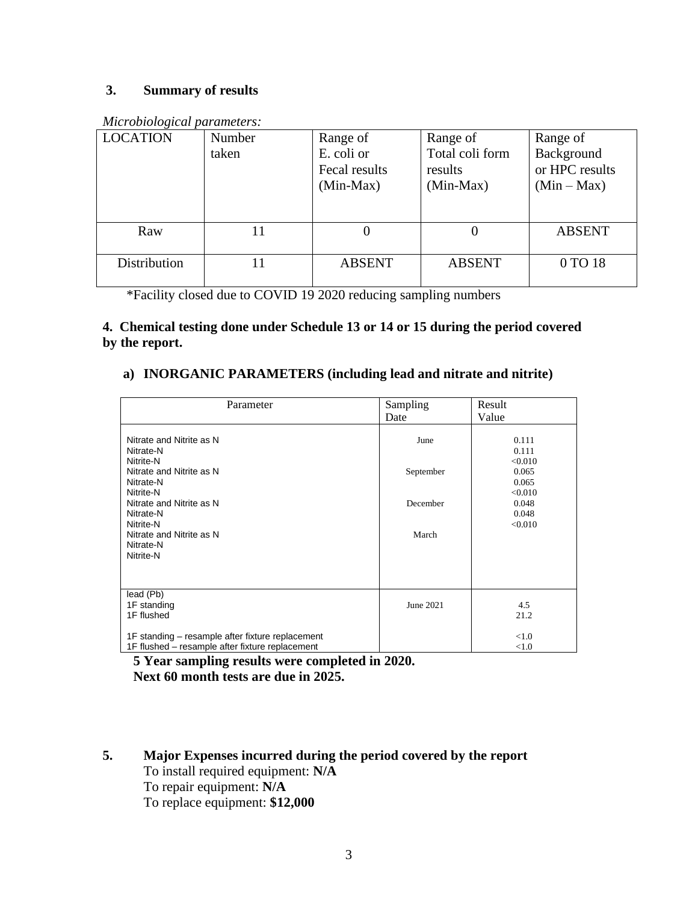### 3. Summary of results

*Microbiological parameters:*

| LOCATION | Number taken | Range of E. coli or Fecal results (Min-Max) | Range of Total coli form results (Min-Max) | Range of Background or HPC results (Min – Max) |
|---|---|---|---|---|
| Raw | 11 | 0 | 0 | ABSENT |
| Distribution | 11 | ABSENT | ABSENT | 0 TO 18 |

*Facility closed due to COVID 19 2020 reducing sampling numbers

**4. Chemical testing done under Schedule 13 or 14 or 15 during the period covered by the report.**

**a) INORGANIC PARAMETERS (including lead and nitrate and nitrite)**

| Parameter | Sampling Date | Result Value |
|---|---|---|
| Nitrate and Nitrite as N | June | 0.111 |
| Nitrate-N | | 0.111 |
| Nitrite-N | | <0.010 |
| Nitrate and Nitrite as N | September | 0.065 |
| Nitrate-N | | 0.065 |
| Nitrite-N | | <0.010 |
| Nitrate and Nitrite as N | December | 0.048 |
| Nitrate-N | | 0.048 |
| Nitrite-N | | <0.010 |
| Nitrate and Nitrite as N | March | |
| Nitrate-N | | |
| Nitrite-N | | |
| lead (Pb) | | |
| 1F standing | June 2021 | 4.5 |
| 1F flushed | | 21.2 |
| 1F standing – resample after fixture replacement | | <1.0 |
| 1F flushed – resample after fixture replacement | | <1.0 |

**5 Year sampling results were completed in 2020.**
**Next 60 month tests are due in 2025.**

### 5. Major Expenses incurred during the period covered by the report

To install required equipment: **N/A**
To repair equipment: **N/A**
To replace equipment: **$12,000**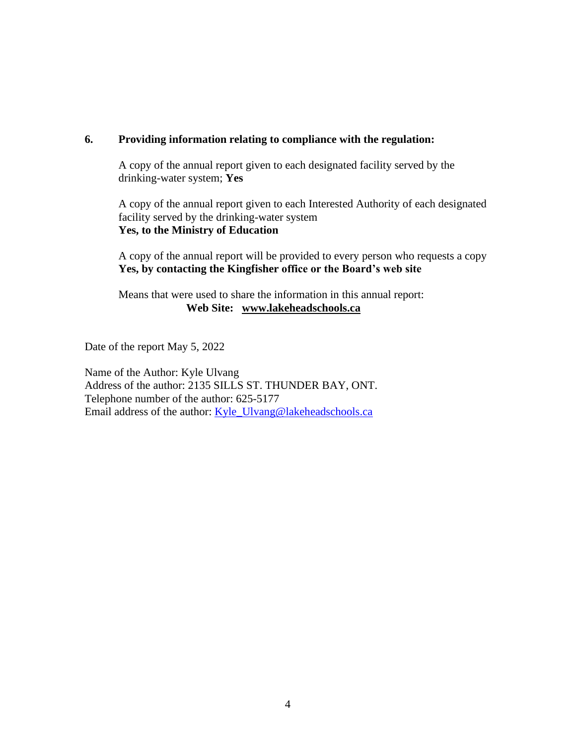### 6. Providing information relating to compliance with the regulation:

A copy of the annual report given to each designated facility served by the drinking-water system; **Yes**

A copy of the annual report given to each Interested Authority of each designated facility served by the drinking-water system
**Yes, to the Ministry of Education**

A copy of the annual report will be provided to every person who requests a copy
**Yes, by contacting the Kingfisher office or the Board's web site**

Means that were used to share the information in this annual report:
**Web Site: www.lakeheadschools.ca**

Date of the report May 5, 2022

Name of the Author: Kyle Ulvang
Address of the author: 2135 SILLS ST. THUNDER BAY, ONT.
Telephone number of the author: 625-5177
Email address of the author: Kyle_Ulvang@lakeheadschools.ca